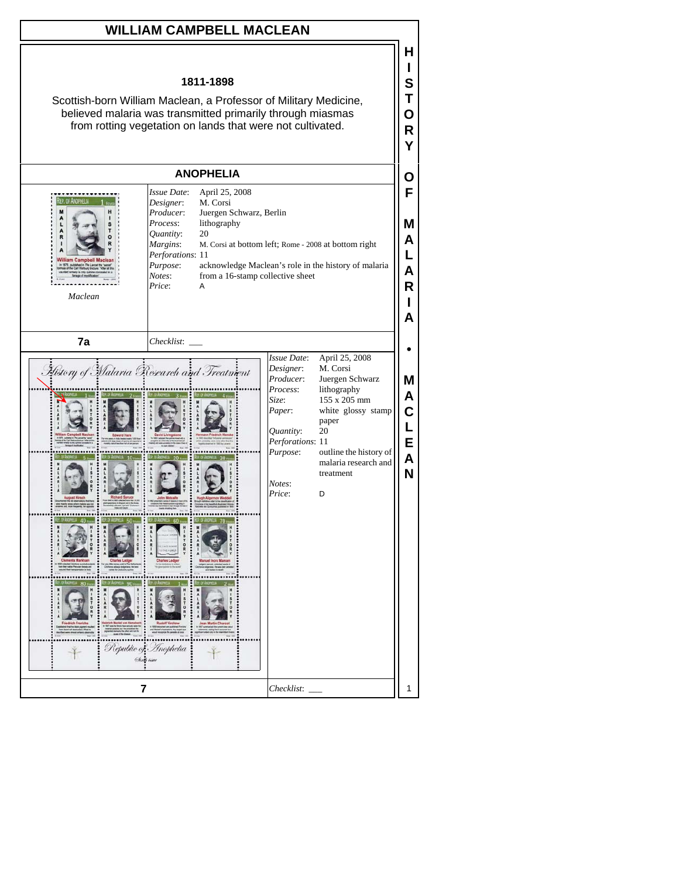# WILLIAM CAMPBELL MACLEAN

**1811-1898**

Scottish-born William Maclean, a Professor of Military Medicine, believed malaria was transmitted primarily through miasmas from rotting vegetation on lands that were not cultivated.

## ANOPHELIA

*Maclean*

| | |
|---|---|
| *Issue Date*: | April 25, 2008 |
| *Designer*: | M. Corsi |
| *Producer*: | Juergen Schwarz, Berlin |
| *Process*: | lithography |
| *Quantity*: | 20 |
| *Margins*: | M. Corsi at bottom left; Rome - 2008 at bottom right |
| *Perforations*: | 11 |
| *Purpose*: | acknowledge Maclean's role in the history of malaria |
| *Notes*: | from a 16-stamp collective sheet |
| *Price*: | A |

**7a** *Checklist*: ___

| | |
|---|---|
| *Issue Date*: | April 25, 2008 |
| *Designer*: | M. Corsi |
| *Producer*: | Juergen Schwarz |
| *Process*: | lithography |
| *Size*: | 155 x 205 mm |
| *Paper*: | white glossy stamp paper |
| *Quantity*: | 20 |
| *Perforations*: | 11 |
| *Purpose*: | outline the history of malaria research and treatment |
| *Notes*: | |
| *Price*: | D |

**7** *Checklist*: ___

HISTORY OF MALARIA • MACLEAN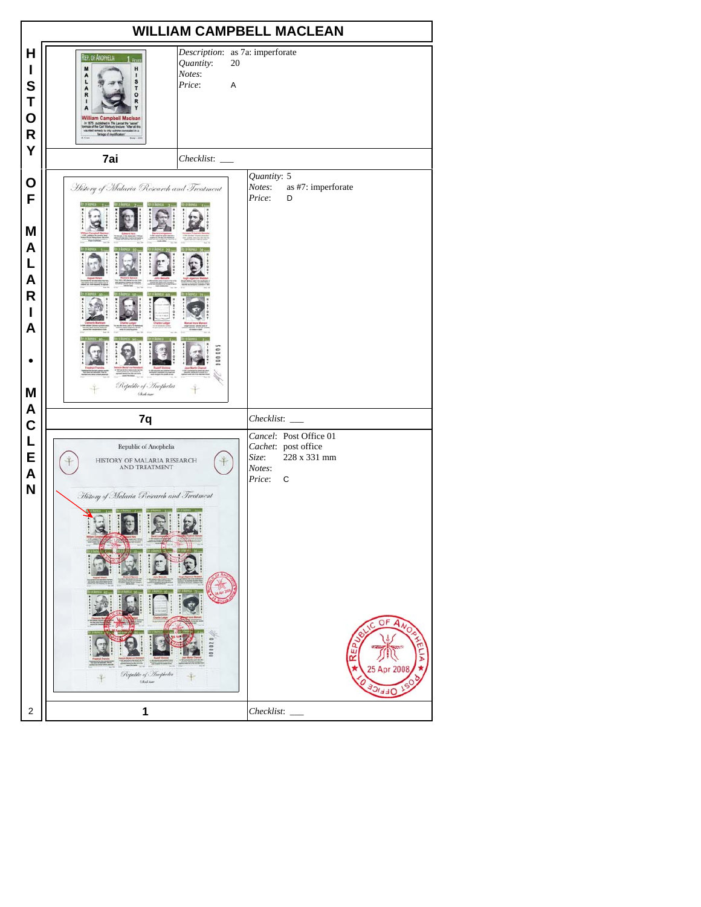# WILLIAM CAMPBELL MACLEAN

HISTORY OF MALARIA • MACLEAN

| | |
|---|---|
| | *Description*: as 7a: imperforate<br>*Quantity*: 20<br>*Notes*:<br>*Price*: A |
| **7ai** | *Checklist*: ___ |
| | *Quantity*: 5<br>*Notes*: as #7: imperforate<br>*Price*: D |
| **7q** | *Checklist*: ___ |
| | *Cancel*: Post Office 01<br>*Cachet*: post office<br>*Size*: 228 x 331 mm<br>*Notes*:<br>*Price*: C |
| **1** | *Checklist*: ___ |